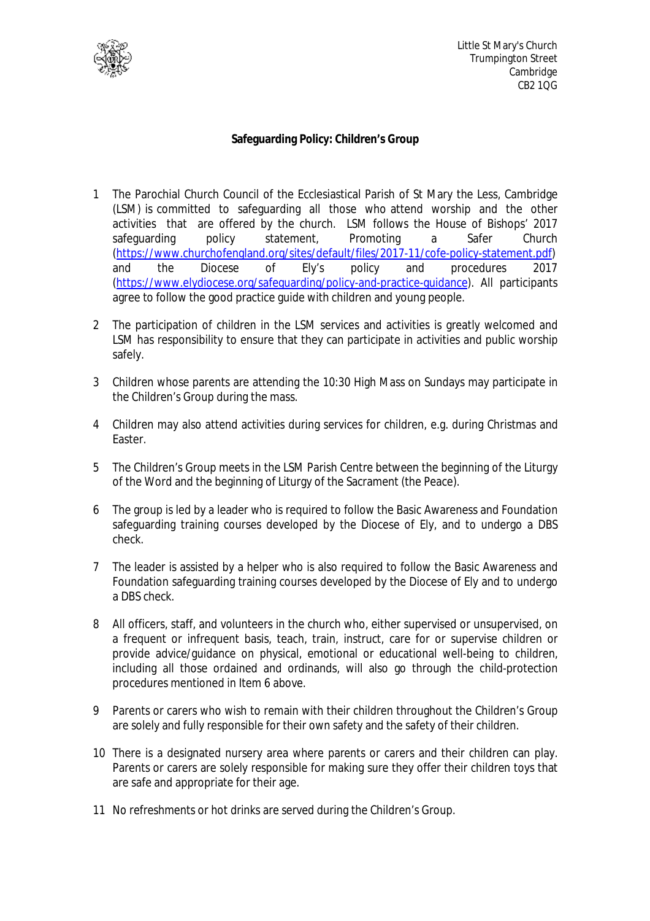Little St Mary's Church
Trumpington Street
Cambridge
CB2 1QG

**Safeguarding Policy: Children's Group**

1 The Parochial Church Council of the Ecclesiastical Parish of St Mary the Less, Cambridge (LSM) is committed to safeguarding all those who attend worship and the other activities that are offered by the church. LSM follows the House of Bishops' 2017 safeguarding policy statement, Promoting a Safer Church (https://www.churchofengland.org/sites/default/files/2017-11/cofe-policy-statement.pdf) and the Diocese of Ely's policy and procedures 2017 (https://www.elydiocese.org/safeguarding/policy-and-practice-guidance). All participants agree to follow the good practice guide with children and young people.

2 The participation of children in the LSM services and activities is greatly welcomed and LSM has responsibility to ensure that they can participate in activities and public worship safely.

3 Children whose parents are attending the 10:30 High Mass on Sundays may participate in the Children's Group during the mass.

4 Children may also attend activities during services for children, e.g. during Christmas and Easter.

5 The Children's Group meets in the LSM Parish Centre between the beginning of the Liturgy of the Word and the beginning of Liturgy of the Sacrament (the Peace).

6 The group is led by a leader who is required to follow the Basic Awareness and Foundation safeguarding training courses developed by the Diocese of Ely, and to undergo a DBS check.

7 The leader is assisted by a helper who is also required to follow the Basic Awareness and Foundation safeguarding training courses developed by the Diocese of Ely and to undergo a DBS check.

8 All officers, staff, and volunteers in the church who, either supervised or unsupervised, on a frequent or infrequent basis, teach, train, instruct, care for or supervise children or provide advice/guidance on physical, emotional or educational well-being to children, including all those ordained and ordinands, will also go through the child-protection procedures mentioned in Item 6 above.

9 Parents or carers who wish to remain with their children throughout the Children's Group are solely and fully responsible for their own safety and the safety of their children.

10 There is a designated nursery area where parents or carers and their children can play. Parents or carers are solely responsible for making sure they offer their children toys that are safe and appropriate for their age.

11 No refreshments or hot drinks are served during the Children's Group.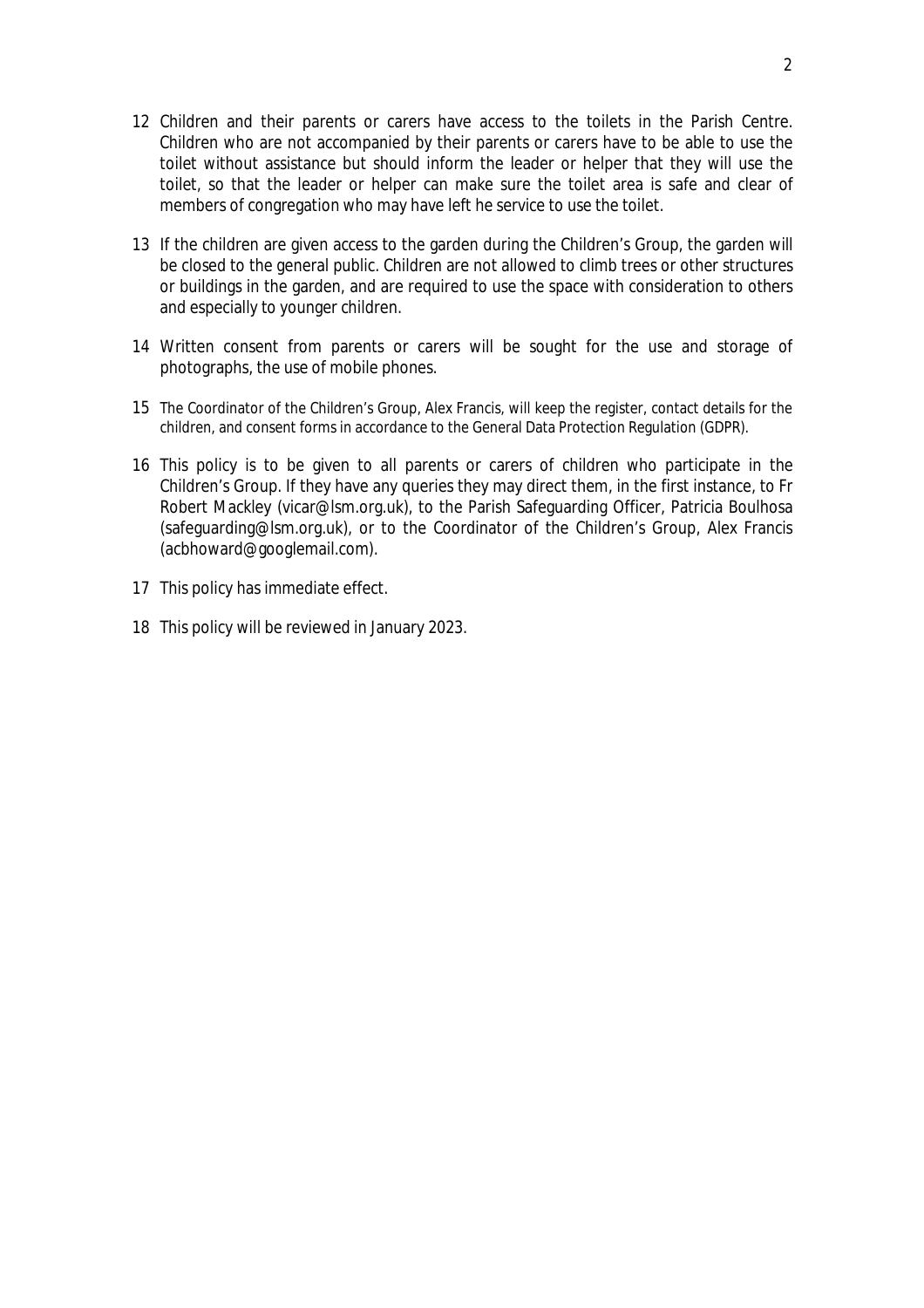12 Children and their parents or carers have access to the toilets in the Parish Centre. Children who are not accompanied by their parents or carers have to be able to use the toilet without assistance but should inform the leader or helper that they will use the toilet, so that the leader or helper can make sure the toilet area is safe and clear of members of congregation who may have left he service to use the toilet.

13 If the children are given access to the garden during the Children's Group, the garden will be closed to the general public. Children are not allowed to climb trees or other structures or buildings in the garden, and are required to use the space with consideration to others and especially to younger children.

14 Written consent from parents or carers will be sought for the use and storage of photographs, the use of mobile phones.

15 The Coordinator of the Children's Group, Alex Francis, will keep the register, contact details for the children, and consent forms in accordance to the General Data Protection Regulation (GDPR).

16 This policy is to be given to all parents or carers of children who participate in the Children's Group. If they have any queries they may direct them, in the first instance, to Fr Robert Mackley (vicar@lsm.org.uk), to the Parish Safeguarding Officer, Patricia Boulhosa (safeguarding@lsm.org.uk), or to the Coordinator of the Children's Group, Alex Francis (acbhoward@googlemail.com).

17 This policy has immediate effect.

18 This policy will be reviewed in January 2023.